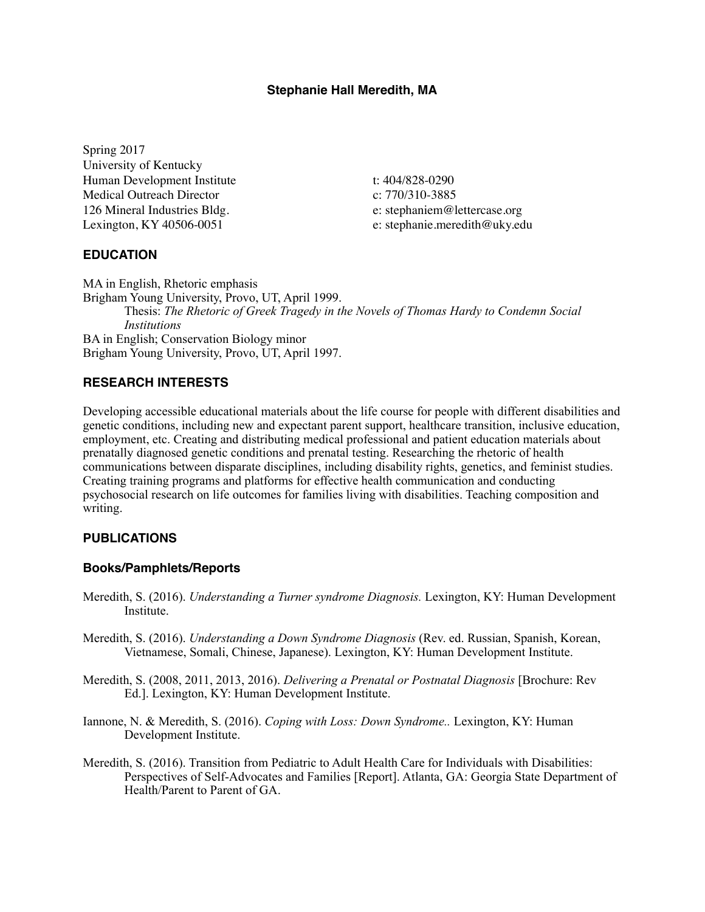**Stephanie Hall Meredith, MA**

Spring 2017
University of Kentucky
Human Development Institute
Medical Outreach Director
126 Mineral Industries Bldg.
Lexington, KY 40506-0051

t: 404/828-0290
c: 770/310-3885
e: stephaniem@lettercase.org
e: stephanie.meredith@uky.edu

## EDUCATION

MA in English, Rhetoric emphasis
Brigham Young University, Provo, UT, April 1999.
Thesis: *The Rhetoric of Greek Tragedy in the Novels of Thomas Hardy to Condemn Social Institutions*
BA in English; Conservation Biology minor
Brigham Young University, Provo, UT, April 1997.

## RESEARCH INTERESTS

Developing accessible educational materials about the life course for people with different disabilities and genetic conditions, including new and expectant parent support, healthcare transition, inclusive education, employment, etc. Creating and distributing medical professional and patient education materials about prenatally diagnosed genetic conditions and prenatal testing. Researching the rhetoric of health communications between disparate disciplines, including disability rights, genetics, and feminist studies. Creating training programs and platforms for effective health communication and conducting psychosocial research on life outcomes for families living with disabilities. Teaching composition and writing.

## PUBLICATIONS

### Books/Pamphlets/Reports

Meredith, S. (2016). *Understanding a Turner syndrome Diagnosis.* Lexington, KY: Human Development Institute.

Meredith, S. (2016). *Understanding a Down Syndrome Diagnosis* (Rev. ed. Russian, Spanish, Korean, Vietnamese, Somali, Chinese, Japanese). Lexington, KY: Human Development Institute.

Meredith, S. (2008, 2011, 2013, 2016). *Delivering a Prenatal or Postnatal Diagnosis* [Brochure: Rev Ed.]. Lexington, KY: Human Development Institute.

Iannone, N. & Meredith, S. (2016). *Coping with Loss: Down Syndrome..* Lexington, KY: Human Development Institute.

Meredith, S. (2016). Transition from Pediatric to Adult Health Care for Individuals with Disabilities: Perspectives of Self-Advocates and Families [Report]. Atlanta, GA: Georgia State Department of Health/Parent to Parent of GA.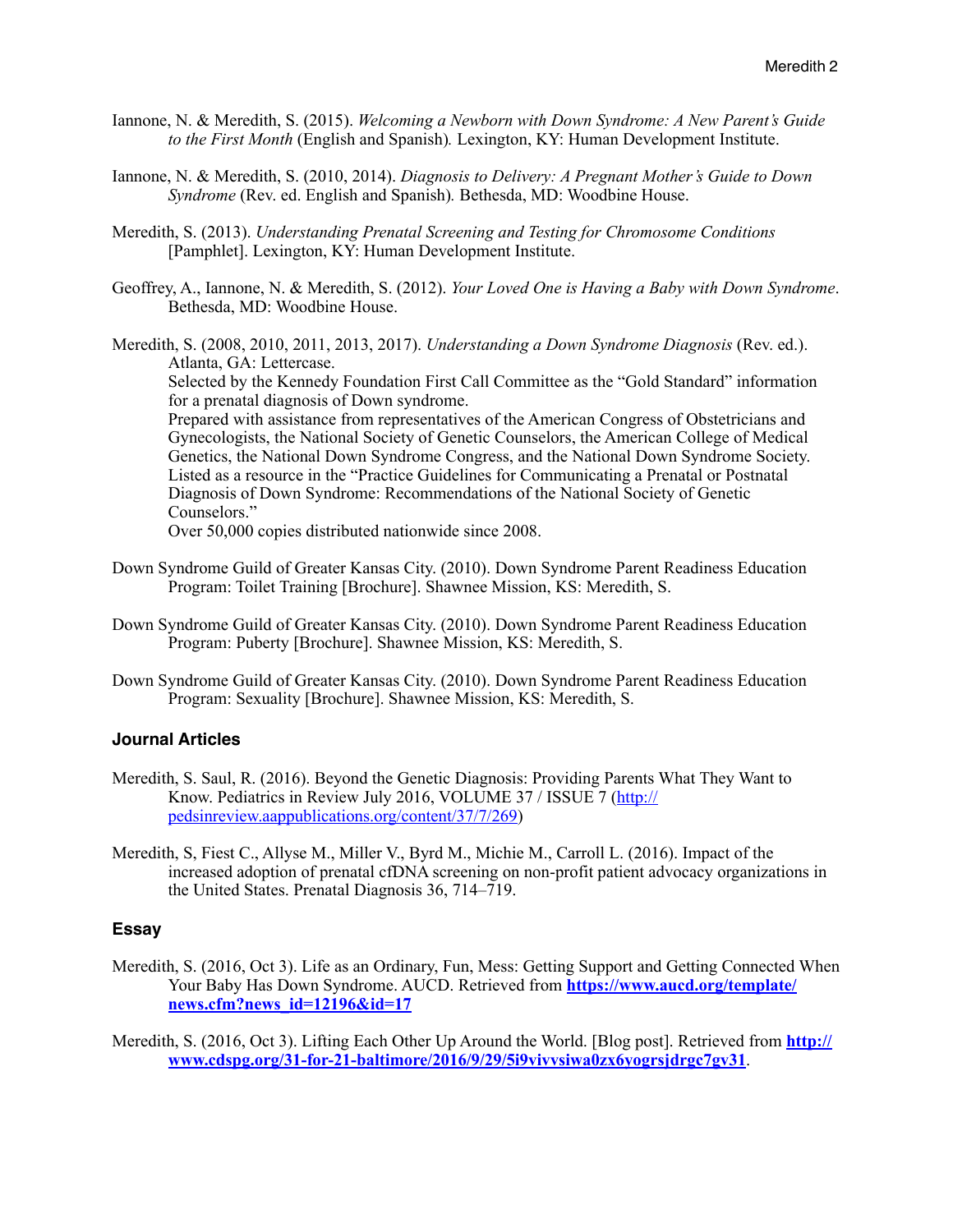Iannone, N. & Meredith, S. (2015). *Welcoming a Newborn with Down Syndrome: A New Parent's Guide to the First Month* (English and Spanish). Lexington, KY: Human Development Institute.

Iannone, N. & Meredith, S. (2010, 2014). *Diagnosis to Delivery: A Pregnant Mother's Guide to Down Syndrome* (Rev. ed. English and Spanish). Bethesda, MD: Woodbine House.

Meredith, S. (2013). *Understanding Prenatal Screening and Testing for Chromosome Conditions* [Pamphlet]. Lexington, KY: Human Development Institute.

Geoffrey, A., Iannone, N. & Meredith, S. (2012). *Your Loved One is Having a Baby with Down Syndrome*. Bethesda, MD: Woodbine House.

Meredith, S. (2008, 2010, 2011, 2013, 2017). *Understanding a Down Syndrome Diagnosis* (Rev. ed.). Atlanta, GA: Lettercase.
Selected by the Kennedy Foundation First Call Committee as the "Gold Standard" information for a prenatal diagnosis of Down syndrome.
Prepared with assistance from representatives of the American Congress of Obstetricians and Gynecologists, the National Society of Genetic Counselors, the American College of Medical Genetics, the National Down Syndrome Congress, and the National Down Syndrome Society.
Listed as a resource in the "Practice Guidelines for Communicating a Prenatal or Postnatal Diagnosis of Down Syndrome: Recommendations of the National Society of Genetic Counselors."
Over 50,000 copies distributed nationwide since 2008.

Down Syndrome Guild of Greater Kansas City. (2010). Down Syndrome Parent Readiness Education Program: Toilet Training [Brochure]. Shawnee Mission, KS: Meredith, S.

Down Syndrome Guild of Greater Kansas City. (2010). Down Syndrome Parent Readiness Education Program: Puberty [Brochure]. Shawnee Mission, KS: Meredith, S.

Down Syndrome Guild of Greater Kansas City. (2010). Down Syndrome Parent Readiness Education Program: Sexuality [Brochure]. Shawnee Mission, KS: Meredith, S.

### Journal Articles

Meredith, S. Saul, R. (2016). Beyond the Genetic Diagnosis: Providing Parents What They Want to Know. Pediatrics in Review July 2016, VOLUME 37 / ISSUE 7 (http://pedsinreview.aappublications.org/content/37/7/269)

Meredith, S, Fiest C., Allyse M., Miller V., Byrd M., Michie M., Carroll L. (2016). Impact of the increased adoption of prenatal cfDNA screening on non-profit patient advocacy organizations in the United States. Prenatal Diagnosis 36, 714–719.

### Essay

Meredith, S. (2016, Oct 3). Life as an Ordinary, Fun, Mess: Getting Support and Getting Connected When Your Baby Has Down Syndrome. AUCD. Retrieved from **https://www.aucd.org/template/news.cfm?news_id=12196&id=17**

Meredith, S. (2016, Oct 3). Lifting Each Other Up Around the World. [Blog post]. Retrieved from **http://www.cdspg.org/31-for-21-baltimore/2016/9/29/5i9vivvsiwa0zx6yogrsjdrgc7gv31**.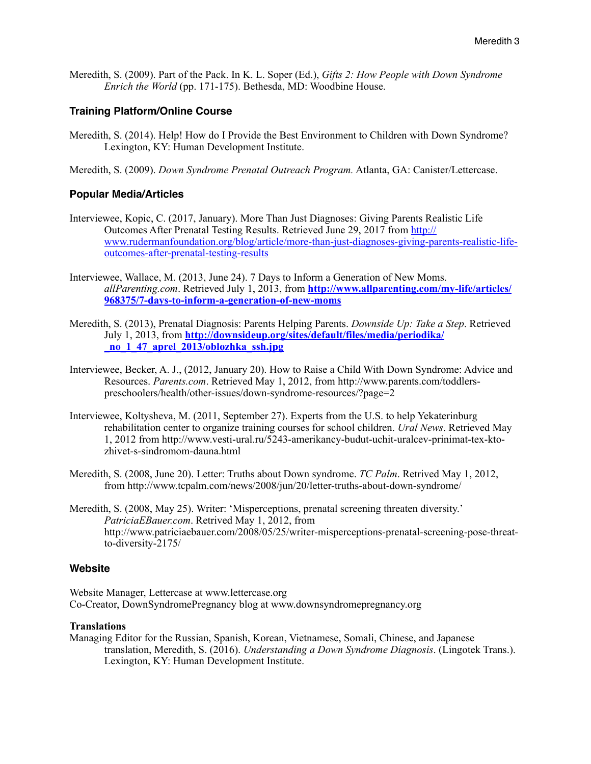Meredith, S. (2009). Part of the Pack. In K. L. Soper (Ed.), *Gifts 2: How People with Down Syndrome Enrich the World* (pp. 171-175). Bethesda, MD: Woodbine House.

## Training Platform/Online Course

Meredith, S. (2014). Help! How do I Provide the Best Environment to Children with Down Syndrome? Lexington, KY: Human Development Institute.

Meredith, S. (2009). *Down Syndrome Prenatal Outreach Program.* Atlanta, GA: Canister/Lettercase.

## Popular Media/Articles

Interviewee, Kopic, C. (2017, January). More Than Just Diagnoses: Giving Parents Realistic Life Outcomes After Prenatal Testing Results. Retrieved June 29, 2017 from http://www.rudermanfoundation.org/blog/article/more-than-just-diagnoses-giving-parents-realistic-life-outcomes-after-prenatal-testing-results

Interviewee, Wallace, M. (2013, June 24). 7 Days to Inform a Generation of New Moms. *allParenting.com*. Retrieved July 1, 2013, from **http://www.allparenting.com/my-life/articles/968375/7-days-to-inform-a-generation-of-new-moms**

Meredith, S. (2013), Prenatal Diagnosis: Parents Helping Parents. *Downside Up: Take a Step*. Retrieved July 1, 2013, from **http://downsideup.org/sites/default/files/media/periodika/_no_1_47_aprel_2013/oblozhka_ssh.jpg**

Interviewee, Becker, A. J., (2012, January 20). How to Raise a Child With Down Syndrome: Advice and Resources. *Parents.com*. Retrieved May 1, 2012, from http://www.parents.com/toddlers-preschoolers/health/other-issues/down-syndrome-resources/?page=2

Interviewee, Koltysheva, M. (2011, September 27). Experts from the U.S. to help Yekaterinburg rehabilitation center to organize training courses for school children. *Ural News*. Retrieved May 1, 2012 from http://www.vesti-ural.ru/5243-amerikancy-budut-uchit-uralcev-prinimat-tex-kto-zhivet-s-sindromom-dauna.html

Meredith, S. (2008, June 20). Letter: Truths about Down syndrome. *TC Palm*. Retrived May 1, 2012, from http://www.tcpalm.com/news/2008/jun/20/letter-truths-about-down-syndrome/

Meredith, S. (2008, May 25). Writer: 'Misperceptions, prenatal screening threaten diversity.' *PatriciaEBauer.com*. Retrived May 1, 2012, from http://www.patriciaebauer.com/2008/05/25/writer-misperceptions-prenatal-screening-pose-threat-to-diversity-2175/

## Website

Website Manager, Lettercase at www.lettercase.org
Co-Creator, DownSyndromePregnancy blog at www.downsyndromepregnancy.org

## Translations

Managing Editor for the Russian, Spanish, Korean, Vietnamese, Somali, Chinese, and Japanese translation, Meredith, S. (2016). *Understanding a Down Syndrome Diagnosis*. (Lingotek Trans.). Lexington, KY: Human Development Institute.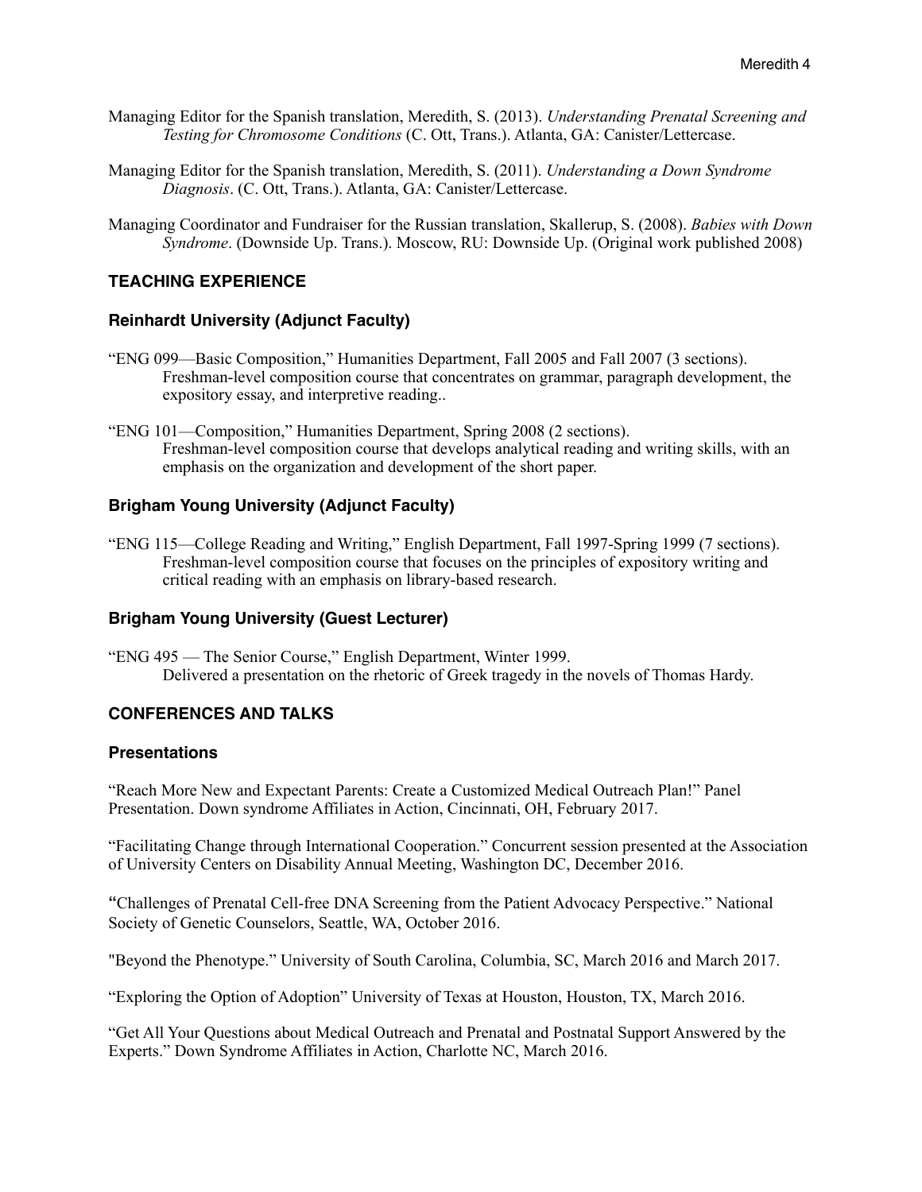Managing Editor for the Spanish translation, Meredith, S. (2013). *Understanding Prenatal Screening and Testing for Chromosome Conditions* (C. Ott, Trans.). Atlanta, GA: Canister/Lettercase.

Managing Editor for the Spanish translation, Meredith, S. (2011). *Understanding a Down Syndrome Diagnosis*. (C. Ott, Trans.). Atlanta, GA: Canister/Lettercase.

Managing Coordinator and Fundraiser for the Russian translation, Skallerup, S. (2008). *Babies with Down Syndrome*. (Downside Up. Trans.). Moscow, RU: Downside Up. (Original work published 2008)

## TEACHING EXPERIENCE

### Reinhardt University (Adjunct Faculty)

"ENG 099—Basic Composition," Humanities Department, Fall 2005 and Fall 2007 (3 sections).
Freshman-level composition course that concentrates on grammar, paragraph development, the expository essay, and interpretive reading..

"ENG 101—Composition," Humanities Department, Spring 2008 (2 sections).
Freshman-level composition course that develops analytical reading and writing skills, with an emphasis on the organization and development of the short paper.

### Brigham Young University (Adjunct Faculty)

"ENG 115—College Reading and Writing," English Department, Fall 1997-Spring 1999 (7 sections).
Freshman-level composition course that focuses on the principles of expository writing and critical reading with an emphasis on library-based research.

### Brigham Young University (Guest Lecturer)

"ENG 495 — The Senior Course," English Department, Winter 1999.
Delivered a presentation on the rhetoric of Greek tragedy in the novels of Thomas Hardy.

## CONFERENCES AND TALKS

### Presentations

"Reach More New and Expectant Parents: Create a Customized Medical Outreach Plan!" Panel Presentation. Down syndrome Affiliates in Action, Cincinnati, OH, February 2017.

"Facilitating Change through International Cooperation." Concurrent session presented at the Association of University Centers on Disability Annual Meeting, Washington DC, December 2016.

"Challenges of Prenatal Cell-free DNA Screening from the Patient Advocacy Perspective." National Society of Genetic Counselors, Seattle, WA, October 2016.

"Beyond the Phenotype." University of South Carolina, Columbia, SC, March 2016 and March 2017.

"Exploring the Option of Adoption" University of Texas at Houston, Houston, TX, March 2016.

"Get All Your Questions about Medical Outreach and Prenatal and Postnatal Support Answered by the Experts." Down Syndrome Affiliates in Action, Charlotte NC, March 2016.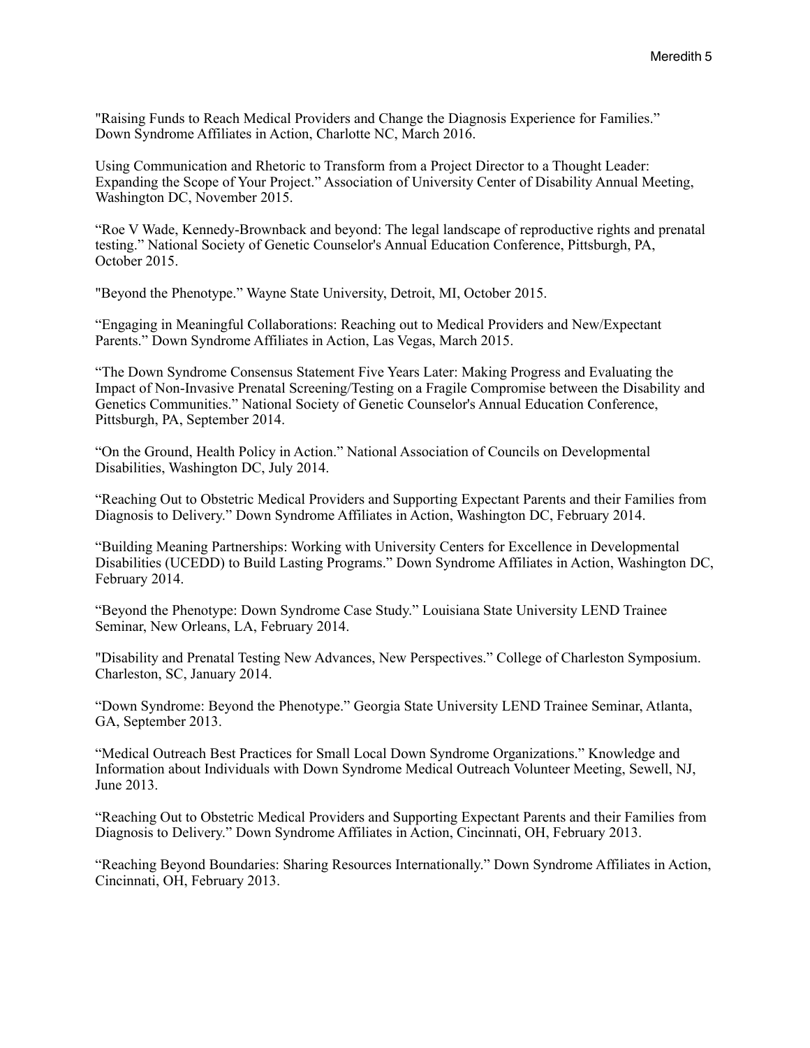"Raising Funds to Reach Medical Providers and Change the Diagnosis Experience for Families." Down Syndrome Affiliates in Action, Charlotte NC, March 2016.

Using Communication and Rhetoric to Transform from a Project Director to a Thought Leader: Expanding the Scope of Your Project." Association of University Center of Disability Annual Meeting, Washington DC, November 2015.

"Roe V Wade, Kennedy-Brownback and beyond: The legal landscape of reproductive rights and prenatal testing." National Society of Genetic Counselor's Annual Education Conference, Pittsburgh, PA, October 2015.

"Beyond the Phenotype." Wayne State University, Detroit, MI, October 2015.

"Engaging in Meaningful Collaborations: Reaching out to Medical Providers and New/Expectant Parents." Down Syndrome Affiliates in Action, Las Vegas, March 2015.

"The Down Syndrome Consensus Statement Five Years Later: Making Progress and Evaluating the Impact of Non-Invasive Prenatal Screening/Testing on a Fragile Compromise between the Disability and Genetics Communities." National Society of Genetic Counselor's Annual Education Conference, Pittsburgh, PA, September 2014.

"On the Ground, Health Policy in Action." National Association of Councils on Developmental Disabilities, Washington DC, July 2014.

"Reaching Out to Obstetric Medical Providers and Supporting Expectant Parents and their Families from Diagnosis to Delivery." Down Syndrome Affiliates in Action, Washington DC, February 2014.

"Building Meaning Partnerships: Working with University Centers for Excellence in Developmental Disabilities (UCEDD) to Build Lasting Programs." Down Syndrome Affiliates in Action, Washington DC, February 2014.

"Beyond the Phenotype: Down Syndrome Case Study." Louisiana State University LEND Trainee Seminar, New Orleans, LA, February 2014.

"Disability and Prenatal Testing New Advances, New Perspectives." College of Charleston Symposium. Charleston, SC, January 2014.

"Down Syndrome: Beyond the Phenotype." Georgia State University LEND Trainee Seminar, Atlanta, GA, September 2013.

"Medical Outreach Best Practices for Small Local Down Syndrome Organizations." Knowledge and Information about Individuals with Down Syndrome Medical Outreach Volunteer Meeting, Sewell, NJ, June 2013.

"Reaching Out to Obstetric Medical Providers and Supporting Expectant Parents and their Families from Diagnosis to Delivery." Down Syndrome Affiliates in Action, Cincinnati, OH, February 2013.

"Reaching Beyond Boundaries: Sharing Resources Internationally." Down Syndrome Affiliates in Action, Cincinnati, OH, February 2013.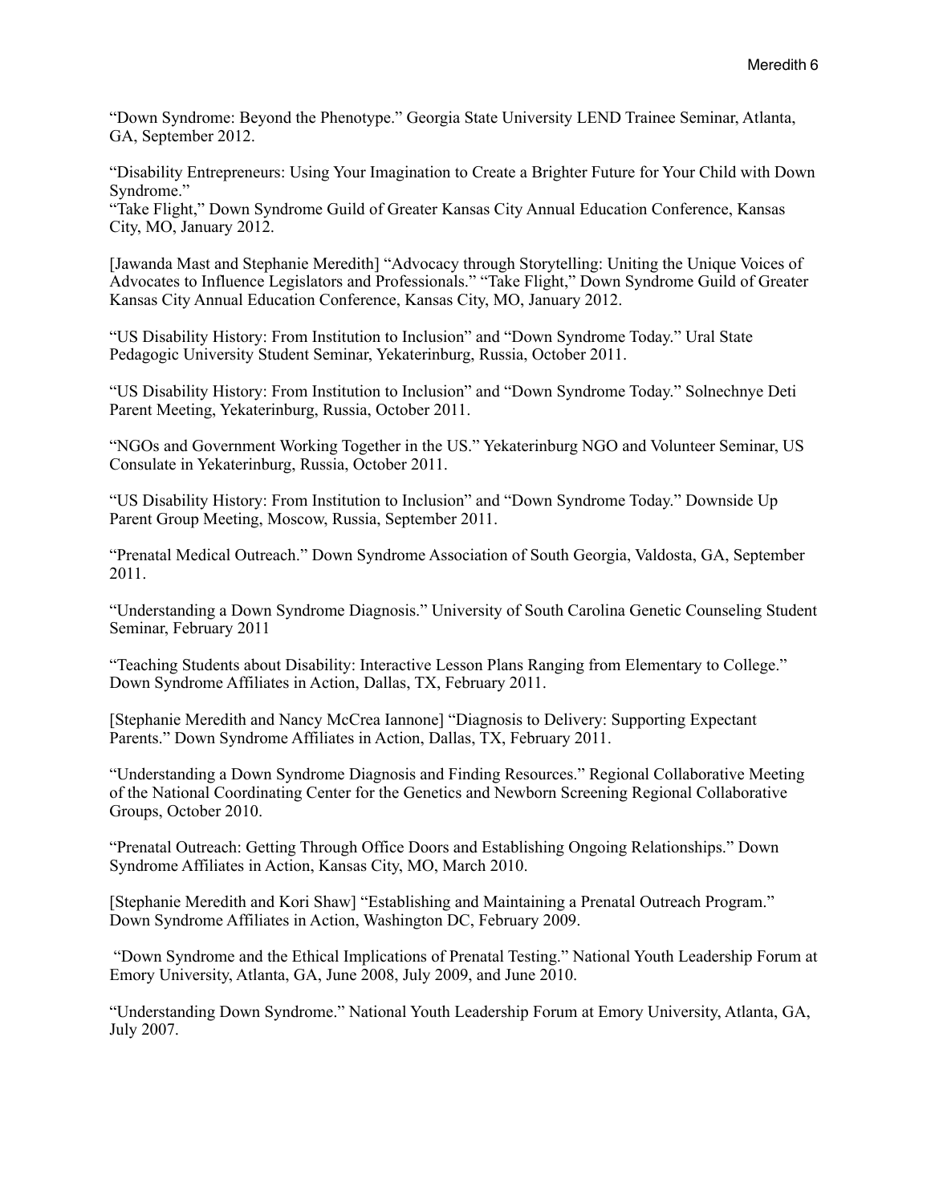"Down Syndrome: Beyond the Phenotype." Georgia State University LEND Trainee Seminar, Atlanta, GA, September 2012.

"Disability Entrepreneurs: Using Your Imagination to Create a Brighter Future for Your Child with Down Syndrome."
"Take Flight," Down Syndrome Guild of Greater Kansas City Annual Education Conference, Kansas City, MO, January 2012.

[Jawanda Mast and Stephanie Meredith] "Advocacy through Storytelling: Uniting the Unique Voices of Advocates to Influence Legislators and Professionals." "Take Flight," Down Syndrome Guild of Greater Kansas City Annual Education Conference, Kansas City, MO, January 2012.

"US Disability History: From Institution to Inclusion" and "Down Syndrome Today." Ural State Pedagogic University Student Seminar, Yekaterinburg, Russia, October 2011.

"US Disability History: From Institution to Inclusion" and "Down Syndrome Today." Solnechnye Deti Parent Meeting, Yekaterinburg, Russia, October 2011.

"NGOs and Government Working Together in the US." Yekaterinburg NGO and Volunteer Seminar, US Consulate in Yekaterinburg, Russia, October 2011.

"US Disability History: From Institution to Inclusion" and "Down Syndrome Today." Downside Up Parent Group Meeting, Moscow, Russia, September 2011.

"Prenatal Medical Outreach." Down Syndrome Association of South Georgia, Valdosta, GA, September 2011.

"Understanding a Down Syndrome Diagnosis." University of South Carolina Genetic Counseling Student Seminar, February 2011

"Teaching Students about Disability: Interactive Lesson Plans Ranging from Elementary to College." Down Syndrome Affiliates in Action, Dallas, TX, February 2011.

[Stephanie Meredith and Nancy McCrea Iannone] "Diagnosis to Delivery: Supporting Expectant Parents." Down Syndrome Affiliates in Action, Dallas, TX, February 2011.

"Understanding a Down Syndrome Diagnosis and Finding Resources." Regional Collaborative Meeting of the National Coordinating Center for the Genetics and Newborn Screening Regional Collaborative Groups, October 2010.

"Prenatal Outreach: Getting Through Office Doors and Establishing Ongoing Relationships." Down Syndrome Affiliates in Action, Kansas City, MO, March 2010.

[Stephanie Meredith and Kori Shaw] "Establishing and Maintaining a Prenatal Outreach Program." Down Syndrome Affiliates in Action, Washington DC, February 2009.

"Down Syndrome and the Ethical Implications of Prenatal Testing." National Youth Leadership Forum at Emory University, Atlanta, GA, June 2008, July 2009, and June 2010.

"Understanding Down Syndrome." National Youth Leadership Forum at Emory University, Atlanta, GA, July 2007.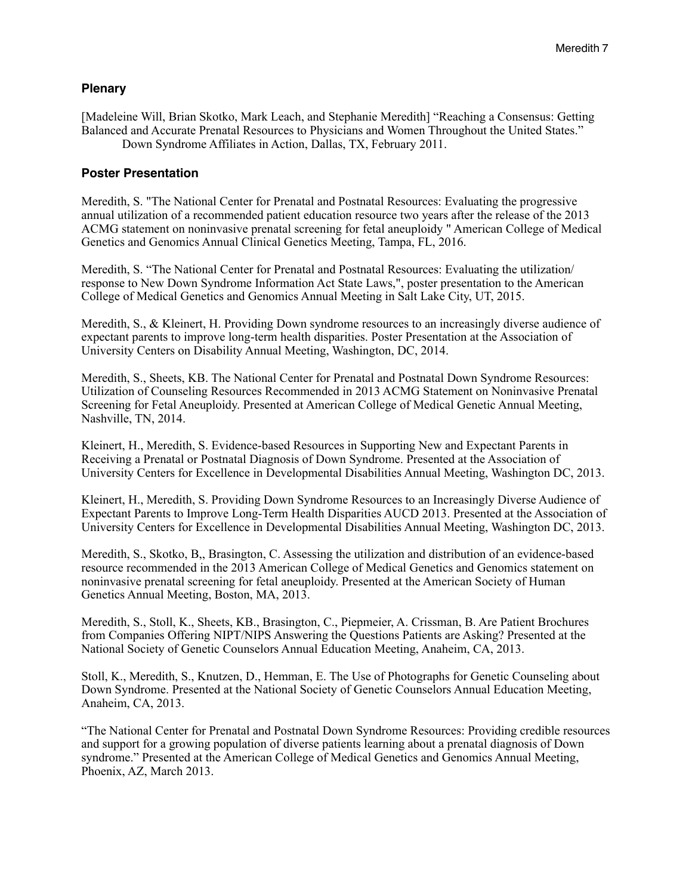### Plenary

[Madeleine Will, Brian Skotko, Mark Leach, and Stephanie Meredith] "Reaching a Consensus: Getting Balanced and Accurate Prenatal Resources to Physicians and Women Throughout the United States." Down Syndrome Affiliates in Action, Dallas, TX, February 2011.

### Poster Presentation

Meredith, S. "The National Center for Prenatal and Postnatal Resources: Evaluating the progressive annual utilization of a recommended patient education resource two years after the release of the 2013 ACMG statement on noninvasive prenatal screening for fetal aneuploidy " American College of Medical Genetics and Genomics Annual Clinical Genetics Meeting, Tampa, FL, 2016.

Meredith, S. "The National Center for Prenatal and Postnatal Resources: Evaluating the utilization/ response to New Down Syndrome Information Act State Laws,", poster presentation to the American College of Medical Genetics and Genomics Annual Meeting in Salt Lake City, UT, 2015.

Meredith, S., & Kleinert, H. Providing Down syndrome resources to an increasingly diverse audience of expectant parents to improve long-term health disparities. Poster Presentation at the Association of University Centers on Disability Annual Meeting, Washington, DC, 2014.

Meredith, S., Sheets, KB. The National Center for Prenatal and Postnatal Down Syndrome Resources: Utilization of Counseling Resources Recommended in 2013 ACMG Statement on Noninvasive Prenatal Screening for Fetal Aneuploidy. Presented at American College of Medical Genetic Annual Meeting, Nashville, TN, 2014.

Kleinert, H., Meredith, S. Evidence-based Resources in Supporting New and Expectant Parents in Receiving a Prenatal or Postnatal Diagnosis of Down Syndrome. Presented at the Association of University Centers for Excellence in Developmental Disabilities Annual Meeting, Washington DC, 2013.

Kleinert, H., Meredith, S. Providing Down Syndrome Resources to an Increasingly Diverse Audience of Expectant Parents to Improve Long-Term Health Disparities AUCD 2013. Presented at the Association of University Centers for Excellence in Developmental Disabilities Annual Meeting, Washington DC, 2013.

Meredith, S., Skotko, B,, Brasington, C. Assessing the utilization and distribution of an evidence-based resource recommended in the 2013 American College of Medical Genetics and Genomics statement on noninvasive prenatal screening for fetal aneuploidy. Presented at the American Society of Human Genetics Annual Meeting, Boston, MA, 2013.

Meredith, S., Stoll, K., Sheets, KB., Brasington, C., Piepmeier, A. Crissman, B. Are Patient Brochures from Companies Offering NIPT/NIPS Answering the Questions Patients are Asking? Presented at the National Society of Genetic Counselors Annual Education Meeting, Anaheim, CA, 2013.

Stoll, K., Meredith, S., Knutzen, D., Hemman, E. The Use of Photographs for Genetic Counseling about Down Syndrome. Presented at the National Society of Genetic Counselors Annual Education Meeting, Anaheim, CA, 2013.

"The National Center for Prenatal and Postnatal Down Syndrome Resources: Providing credible resources and support for a growing population of diverse patients learning about a prenatal diagnosis of Down syndrome." Presented at the American College of Medical Genetics and Genomics Annual Meeting, Phoenix, AZ, March 2013.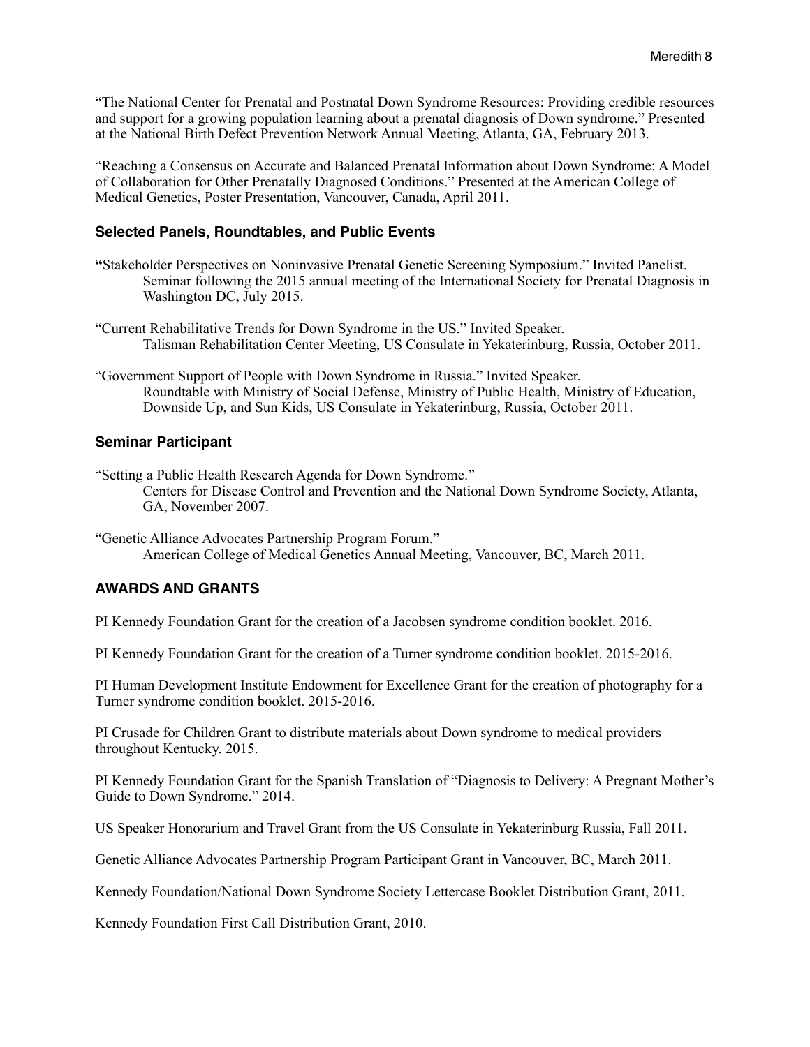"The National Center for Prenatal and Postnatal Down Syndrome Resources: Providing credible resources and support for a growing population learning about a prenatal diagnosis of Down syndrome." Presented at the National Birth Defect Prevention Network Annual Meeting, Atlanta, GA, February 2013.

"Reaching a Consensus on Accurate and Balanced Prenatal Information about Down Syndrome: A Model of Collaboration for Other Prenatally Diagnosed Conditions." Presented at the American College of Medical Genetics, Poster Presentation, Vancouver, Canada, April 2011.

### Selected Panels, Roundtables, and Public Events

**"**Stakeholder Perspectives on Noninvasive Prenatal Genetic Screening Symposium." Invited Panelist.
Seminar following the 2015 annual meeting of the International Society for Prenatal Diagnosis in Washington DC, July 2015.

"Current Rehabilitative Trends for Down Syndrome in the US." Invited Speaker.
Talisman Rehabilitation Center Meeting, US Consulate in Yekaterinburg, Russia, October 2011.

"Government Support of People with Down Syndrome in Russia." Invited Speaker.
Roundtable with Ministry of Social Defense, Ministry of Public Health, Ministry of Education, Downside Up, and Sun Kids, US Consulate in Yekaterinburg, Russia, October 2011.

### Seminar Participant

"Setting a Public Health Research Agenda for Down Syndrome."
Centers for Disease Control and Prevention and the National Down Syndrome Society, Atlanta, GA, November 2007.

"Genetic Alliance Advocates Partnership Program Forum."
American College of Medical Genetics Annual Meeting, Vancouver, BC, March 2011.

## AWARDS AND GRANTS

PI Kennedy Foundation Grant for the creation of a Jacobsen syndrome condition booklet. 2016.

PI Kennedy Foundation Grant for the creation of a Turner syndrome condition booklet. 2015-2016.

PI Human Development Institute Endowment for Excellence Grant for the creation of photography for a Turner syndrome condition booklet. 2015-2016.

PI Crusade for Children Grant to distribute materials about Down syndrome to medical providers throughout Kentucky. 2015.

PI Kennedy Foundation Grant for the Spanish Translation of "Diagnosis to Delivery: A Pregnant Mother's Guide to Down Syndrome." 2014.

US Speaker Honorarium and Travel Grant from the US Consulate in Yekaterinburg Russia, Fall 2011.

Genetic Alliance Advocates Partnership Program Participant Grant in Vancouver, BC, March 2011.

Kennedy Foundation/National Down Syndrome Society Lettercase Booklet Distribution Grant, 2011.

Kennedy Foundation First Call Distribution Grant, 2010.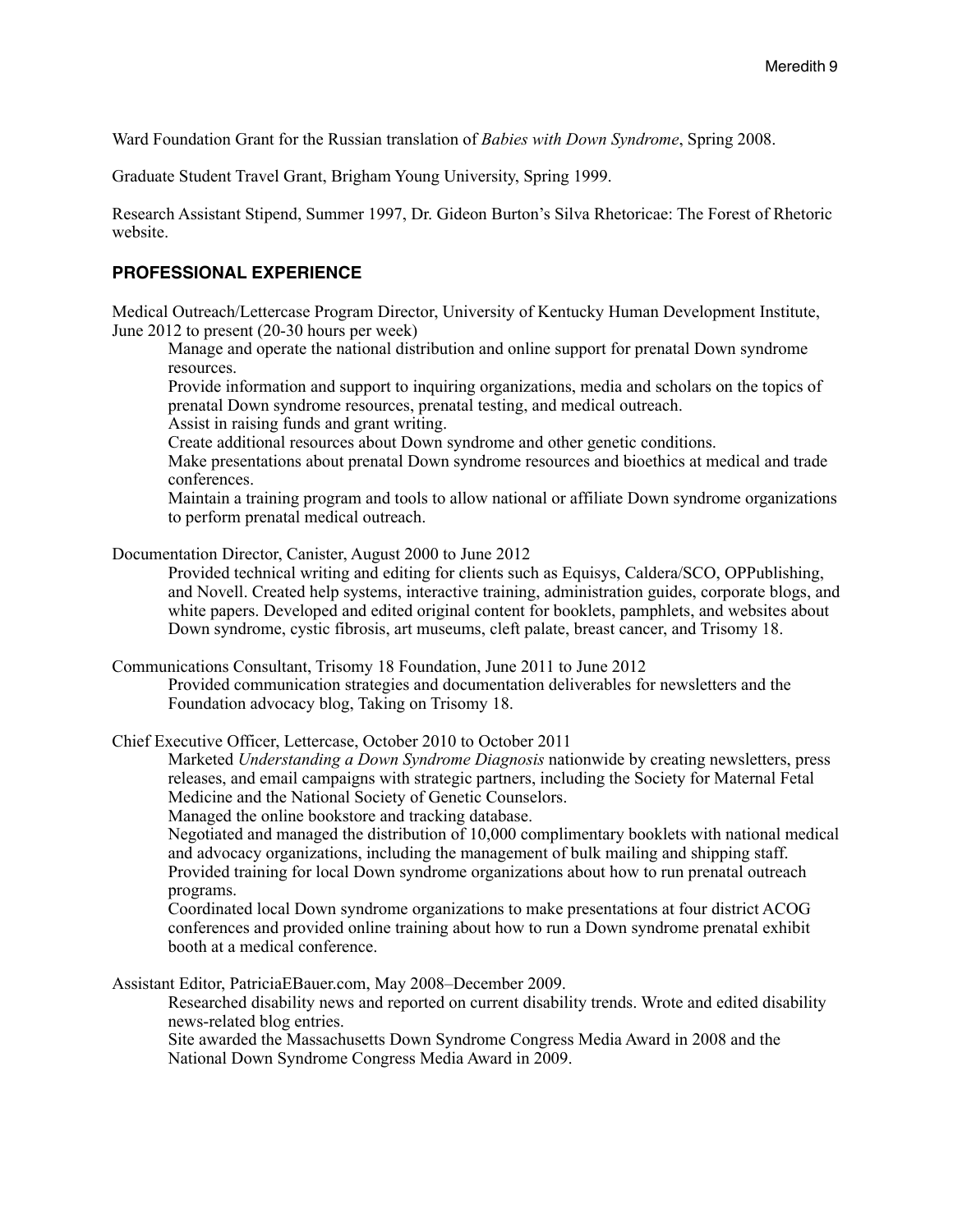Ward Foundation Grant for the Russian translation of *Babies with Down Syndrome*, Spring 2008.

Graduate Student Travel Grant, Brigham Young University, Spring 1999.

Research Assistant Stipend, Summer 1997, Dr. Gideon Burton's Silva Rhetoricae: The Forest of Rhetoric website.

## PROFESSIONAL EXPERIENCE

Medical Outreach/Lettercase Program Director, University of Kentucky Human Development Institute, June 2012 to present (20-30 hours per week)

> Manage and operate the national distribution and online support for prenatal Down syndrome resources.
> Provide information and support to inquiring organizations, media and scholars on the topics of prenatal Down syndrome resources, prenatal testing, and medical outreach.
> Assist in raising funds and grant writing.
> Create additional resources about Down syndrome and other genetic conditions.
> Make presentations about prenatal Down syndrome resources and bioethics at medical and trade conferences.
> Maintain a training program and tools to allow national or affiliate Down syndrome organizations to perform prenatal medical outreach.

Documentation Director, Canister, August 2000 to June 2012

> Provided technical writing and editing for clients such as Equisys, Caldera/SCO, OPPublishing, and Novell. Created help systems, interactive training, administration guides, corporate blogs, and white papers. Developed and edited original content for booklets, pamphlets, and websites about Down syndrome, cystic fibrosis, art museums, cleft palate, breast cancer, and Trisomy 18.

Communications Consultant, Trisomy 18 Foundation, June 2011 to June 2012

> Provided communication strategies and documentation deliverables for newsletters and the Foundation advocacy blog, Taking on Trisomy 18.

Chief Executive Officer, Lettercase, October 2010 to October 2011

> Marketed *Understanding a Down Syndrome Diagnosis* nationwide by creating newsletters, press releases, and email campaigns with strategic partners, including the Society for Maternal Fetal Medicine and the National Society of Genetic Counselors.
> Managed the online bookstore and tracking database.
> Negotiated and managed the distribution of 10,000 complimentary booklets with national medical and advocacy organizations, including the management of bulk mailing and shipping staff.
> Provided training for local Down syndrome organizations about how to run prenatal outreach programs.
> Coordinated local Down syndrome organizations to make presentations at four district ACOG conferences and provided online training about how to run a Down syndrome prenatal exhibit booth at a medical conference.

Assistant Editor, PatriciaEBauer.com, May 2008–December 2009.

> Researched disability news and reported on current disability trends. Wrote and edited disability news-related blog entries.
> Site awarded the Massachusetts Down Syndrome Congress Media Award in 2008 and the National Down Syndrome Congress Media Award in 2009.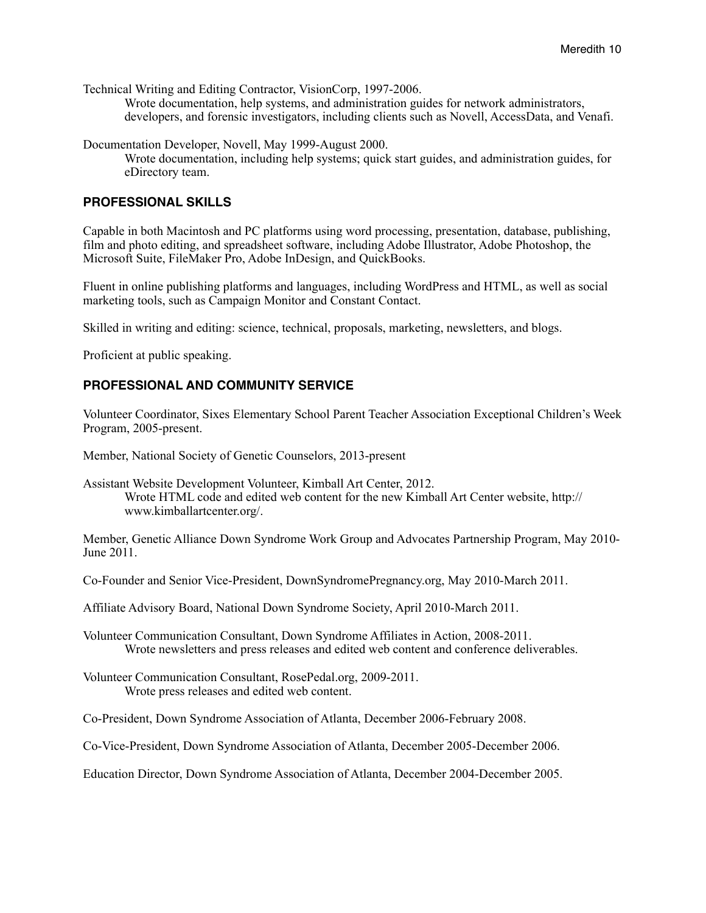Technical Writing and Editing Contractor, VisionCorp, 1997-2006.

> Wrote documentation, help systems, and administration guides for network administrators, developers, and forensic investigators, including clients such as Novell, AccessData, and Venafi.

Documentation Developer, Novell, May 1999-August 2000.

> Wrote documentation, including help systems; quick start guides, and administration guides, for eDirectory team.

## PROFESSIONAL SKILLS

Capable in both Macintosh and PC platforms using word processing, presentation, database, publishing, film and photo editing, and spreadsheet software, including Adobe Illustrator, Adobe Photoshop, the Microsoft Suite, FileMaker Pro, Adobe InDesign, and QuickBooks.

Fluent in online publishing platforms and languages, including WordPress and HTML, as well as social marketing tools, such as Campaign Monitor and Constant Contact.

Skilled in writing and editing: science, technical, proposals, marketing, newsletters, and blogs.

Proficient at public speaking.

## PROFESSIONAL AND COMMUNITY SERVICE

Volunteer Coordinator, Sixes Elementary School Parent Teacher Association Exceptional Children's Week Program, 2005-present.

Member, National Society of Genetic Counselors, 2013-present

Assistant Website Development Volunteer, Kimball Art Center, 2012.

> Wrote HTML code and edited web content for the new Kimball Art Center website, http://www.kimballartcenter.org/.

Member, Genetic Alliance Down Syndrome Work Group and Advocates Partnership Program, May 2010-June 2011.

Co-Founder and Senior Vice-President, DownSyndromePregnancy.org, May 2010-March 2011.

Affiliate Advisory Board, National Down Syndrome Society, April 2010-March 2011.

Volunteer Communication Consultant, Down Syndrome Affiliates in Action, 2008-2011.

> Wrote newsletters and press releases and edited web content and conference deliverables.

Volunteer Communication Consultant, RosePedal.org, 2009-2011.

> Wrote press releases and edited web content.

Co-President, Down Syndrome Association of Atlanta, December 2006-February 2008.

Co-Vice-President, Down Syndrome Association of Atlanta, December 2005-December 2006.

Education Director, Down Syndrome Association of Atlanta, December 2004-December 2005.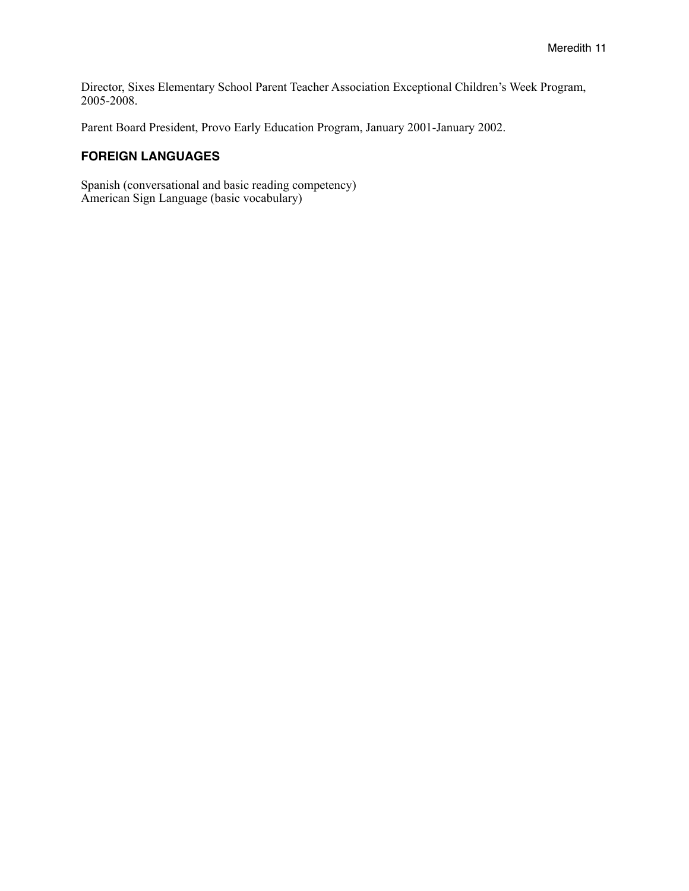Director, Sixes Elementary School Parent Teacher Association Exceptional Children's Week Program, 2005-2008.

Parent Board President, Provo Early Education Program, January 2001-January 2002.

## FOREIGN LANGUAGES

Spanish (conversational and basic reading competency)
American Sign Language (basic vocabulary)